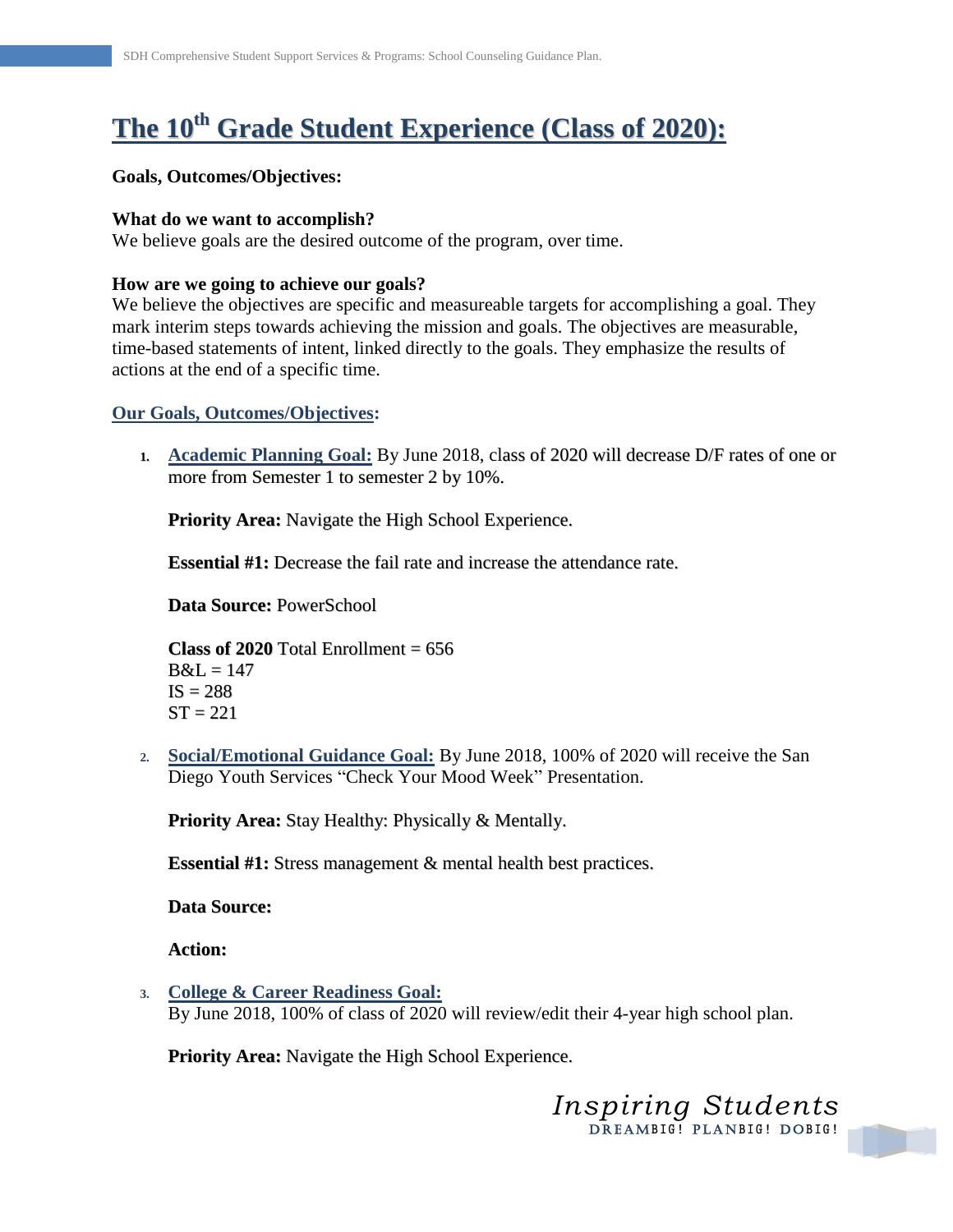# The 10th Grade Student Experience (Class of 2020):

**Goals, Outcomes/Objectives:**

**What do we want to accomplish?**
We believe goals are the desired outcome of the program, over time.

**How are we going to achieve our goals?**
We believe the objectives are specific and measureable targets for accomplishing a goal. They mark interim steps towards achieving the mission and goals. The objectives are measurable, time-based statements of intent, linked directly to the goals. They emphasize the results of actions at the end of a specific time.

**Our Goals, Outcomes/Objectives:**

1. **Academic Planning Goal:** By June 2018, class of 2020 will decrease D/F rates of one or more from Semester 1 to semester 2 by 10%.

   **Priority Area:** Navigate the High School Experience.

   **Essential #1:** Decrease the fail rate and increase the attendance rate.

   **Data Source:** PowerSchool

   **Class of 2020** Total Enrollment = 656
   B&L = 147
   IS = 288
   ST = 221

2. **Social/Emotional Guidance Goal:** By June 2018, 100% of 2020 will receive the San Diego Youth Services "Check Your Mood Week" Presentation.

   **Priority Area:** Stay Healthy: Physically & Mentally.

   **Essential #1:** Stress management & mental health best practices.

   **Data Source:**

   **Action:**

3. **College & Career Readiness Goal:**
   By June 2018, 100% of class of 2020 will review/edit their 4-year high school plan.

   **Priority Area:** Navigate the High School Experience.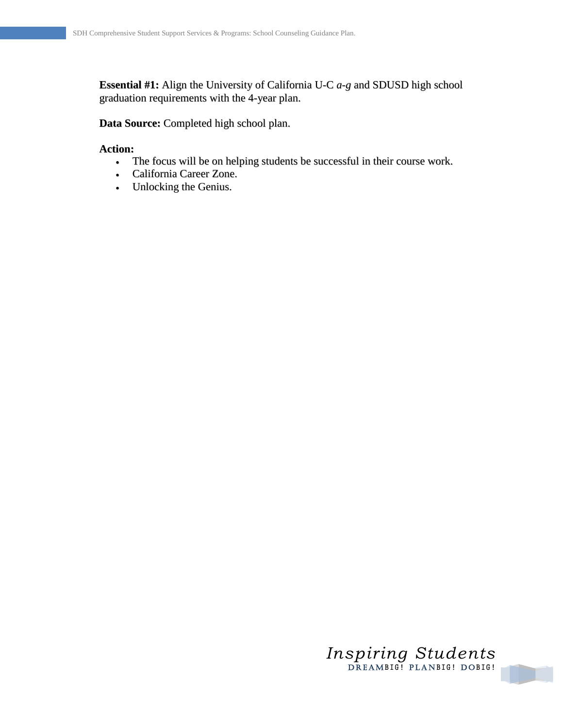**Essential #1:** Align the University of California U-C *a-g* and SDUSD high school graduation requirements with the 4-year plan.

**Data Source:** Completed high school plan.

**Action:**

- The focus will be on helping students be successful in their course work.
- California Career Zone.
- Unlocking the Genius.